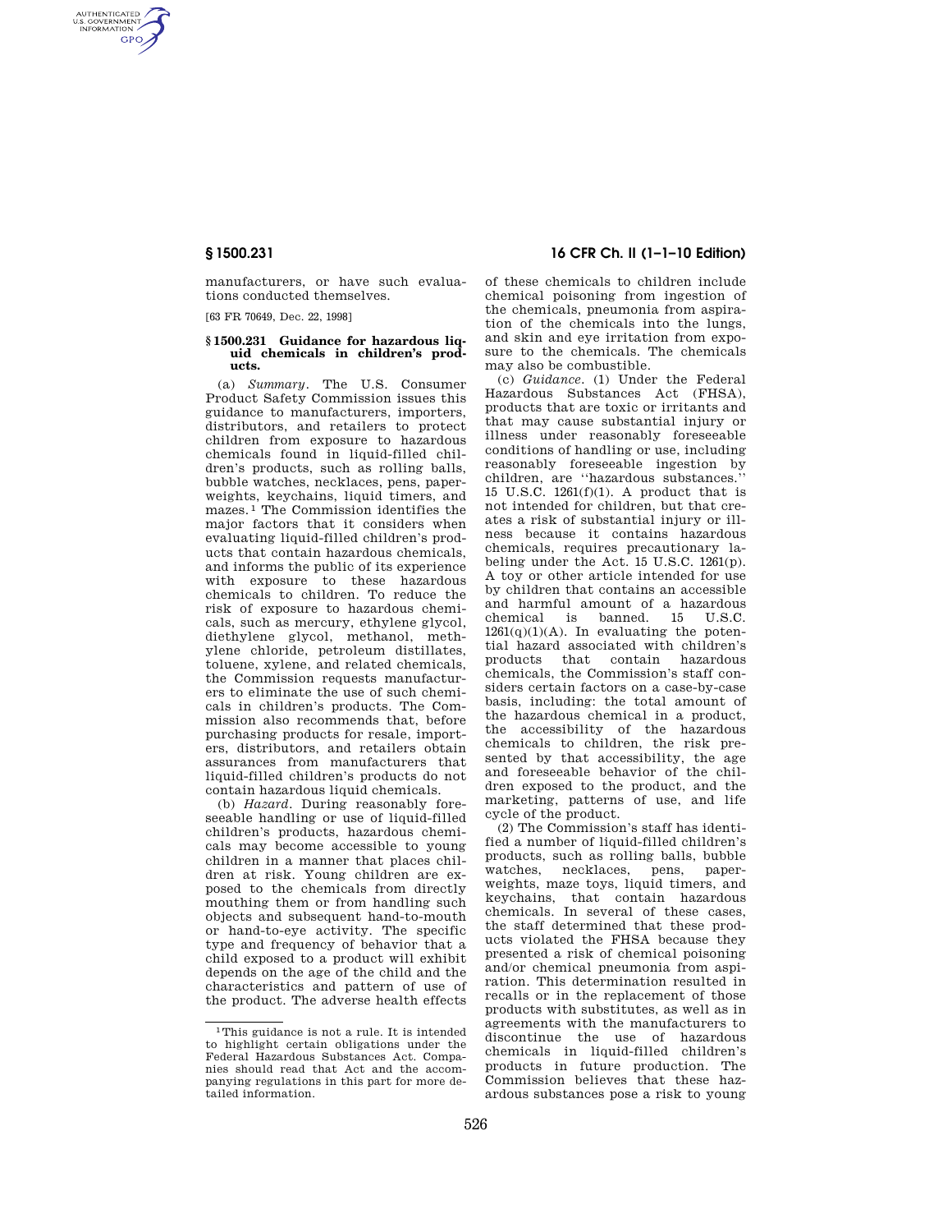manufacturers, or have such evaluations conducted themselves.

[63 FR 70649, Dec. 22, 1998]

### § 1500.231 Guidance for hazardous liquid chemicals in children's products.

(a) *Summary*. The U.S. Consumer Product Safety Commission issues this guidance to manufacturers, importers, distributors, and retailers to protect children from exposure to hazardous chemicals found in liquid-filled children's products, such as rolling balls, bubble watches, necklaces, pens, paperweights, keychains, liquid timers, and mazes.[1] The Commission identifies the major factors that it considers when evaluating liquid-filled children's products that contain hazardous chemicals, and informs the public of its experience with exposure to these hazardous chemicals to children. To reduce the risk of exposure to hazardous chemicals, such as mercury, ethylene glycol, diethylene glycol, methanol, methylene chloride, petroleum distillates, toluene, xylene, and related chemicals, the Commission requests manufacturers to eliminate the use of such chemicals in children's products. The Commission also recommends that, before purchasing products for resale, importers, distributors, and retailers obtain assurances from manufacturers that liquid-filled children's products do not contain hazardous liquid chemicals.

(b) *Hazard*. During reasonably foreseeable handling or use of liquid-filled children's products, hazardous chemicals may become accessible to young children in a manner that places children at risk. Young children are exposed to the chemicals from directly mouthing them or from handling such objects and subsequent hand-to-mouth or hand-to-eye activity. The specific type and frequency of behavior that a child exposed to a product will exhibit depends on the age of the child and the characteristics and pattern of use of the product. The adverse health effects of these chemicals to children include chemical poisoning from ingestion of the chemicals, pneumonia from aspiration of the chemicals into the lungs, and skin and eye irritation from exposure to the chemicals. The chemicals may also be combustible.

(c) *Guidance*. (1) Under the Federal Hazardous Substances Act (FHSA), products that are toxic or irritants and that may cause substantial injury or illness under reasonably foreseeable conditions of handling or use, including reasonably foreseeable ingestion by children, are ''hazardous substances.'' 15 U.S.C. 1261(f)(1). A product that is not intended for children, but that creates a risk of substantial injury or illness because it contains hazardous chemicals, requires precautionary labeling under the Act. 15 U.S.C. 1261(p). A toy or other article intended for use by children that contains an accessible and harmful amount of a hazardous chemical is banned. 15 U.S.C. 1261(q)(1)(A). In evaluating the potential hazard associated with children's products that contain hazardous chemicals, the Commission's staff considers certain factors on a case-by-case basis, including: the total amount of the hazardous chemical in a product, the accessibility of the hazardous chemicals to children, the risk presented by that accessibility, the age and foreseeable behavior of the children exposed to the product, and the marketing, patterns of use, and life cycle of the product.

(2) The Commission's staff has identified a number of liquid-filled children's products, such as rolling balls, bubble watches, necklaces, pens, paperweights, maze toys, liquid timers, and keychains, that contain hazardous chemicals. In several of these cases, the staff determined that these products violated the FHSA because they presented a risk of chemical poisoning and/or chemical pneumonia from aspiration. This determination resulted in recalls or in the replacement of those products with substitutes, as well as in agreements with the manufacturers to discontinue the use of hazardous chemicals in liquid-filled children's products in future production. The Commission believes that these hazardous substances pose a risk to young

[1] This guidance is not a rule. It is intended to highlight certain obligations under the Federal Hazardous Substances Act. Companies should read that Act and the accompanying regulations in this part for more detailed information.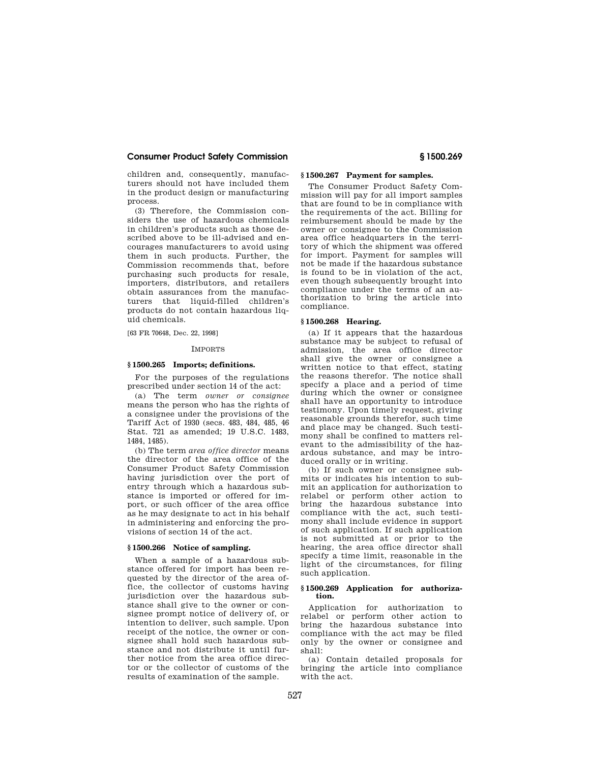children and, consequently, manufacturers should not have included them in the product design or manufacturing process.

(3) Therefore, the Commission considers the use of hazardous chemicals in children's products such as those described above to be ill-advised and encourages manufacturers to avoid using them in such products. Further, the Commission recommends that, before purchasing such products for resale, importers, distributors, and retailers obtain assurances from the manufacturers that liquid-filled children's products do not contain hazardous liquid chemicals.

[63 FR 70648, Dec. 22, 1998]

IMPORTS

### § 1500.265 Imports; definitions.

For the purposes of the regulations prescribed under section 14 of the act:

(a) The term *owner or consignee* means the person who has the rights of a consignee under the provisions of the Tariff Act of 1930 (secs. 483, 484, 485, 46 Stat. 721 as amended; 19 U.S.C. 1483, 1484, 1485).

(b) The term *area office director* means the director of the area office of the Consumer Product Safety Commission having jurisdiction over the port of entry through which a hazardous substance is imported or offered for import, or such officer of the area office as he may designate to act in his behalf in administering and enforcing the provisions of section 14 of the act.

### § 1500.266 Notice of sampling.

When a sample of a hazardous substance offered for import has been requested by the director of the area office, the collector of customs having jurisdiction over the hazardous substance shall give to the owner or consignee prompt notice of delivery of, or intention to deliver, such sample. Upon receipt of the notice, the owner or consignee shall hold such hazardous substance and not distribute it until further notice from the area office director or the collector of customs of the results of examination of the sample.

### § 1500.267 Payment for samples.

The Consumer Product Safety Commission will pay for all import samples that are found to be in compliance with the requirements of the act. Billing for reimbursement should be made by the owner or consignee to the Commission area office headquarters in the territory of which the shipment was offered for import. Payment for samples will not be made if the hazardous substance is found to be in violation of the act, even though subsequently brought into compliance under the terms of an authorization to bring the article into compliance.

### § 1500.268 Hearing.

(a) If it appears that the hazardous substance may be subject to refusal of admission, the area office director shall give the owner or consignee a written notice to that effect, stating the reasons therefor. The notice shall specify a place and a period of time during which the owner or consignee shall have an opportunity to introduce testimony. Upon timely request, giving reasonable grounds therefor, such time and place may be changed. Such testimony shall be confined to matters relevant to the admissibility of the hazardous substance, and may be introduced orally or in writing.

(b) If such owner or consignee submits or indicates his intention to submit an application for authorization to relabel or perform other action to bring the hazardous substance into compliance with the act, such testimony shall include evidence in support of such application. If such application is not submitted at or prior to the hearing, the area office director shall specify a time limit, reasonable in the light of the circumstances, for filing such application.

### § 1500.269 Application for authorization.

Application for authorization to relabel or perform other action to bring the hazardous substance into compliance with the act may be filed only by the owner or consignee and shall:

(a) Contain detailed proposals for bringing the article into compliance with the act.